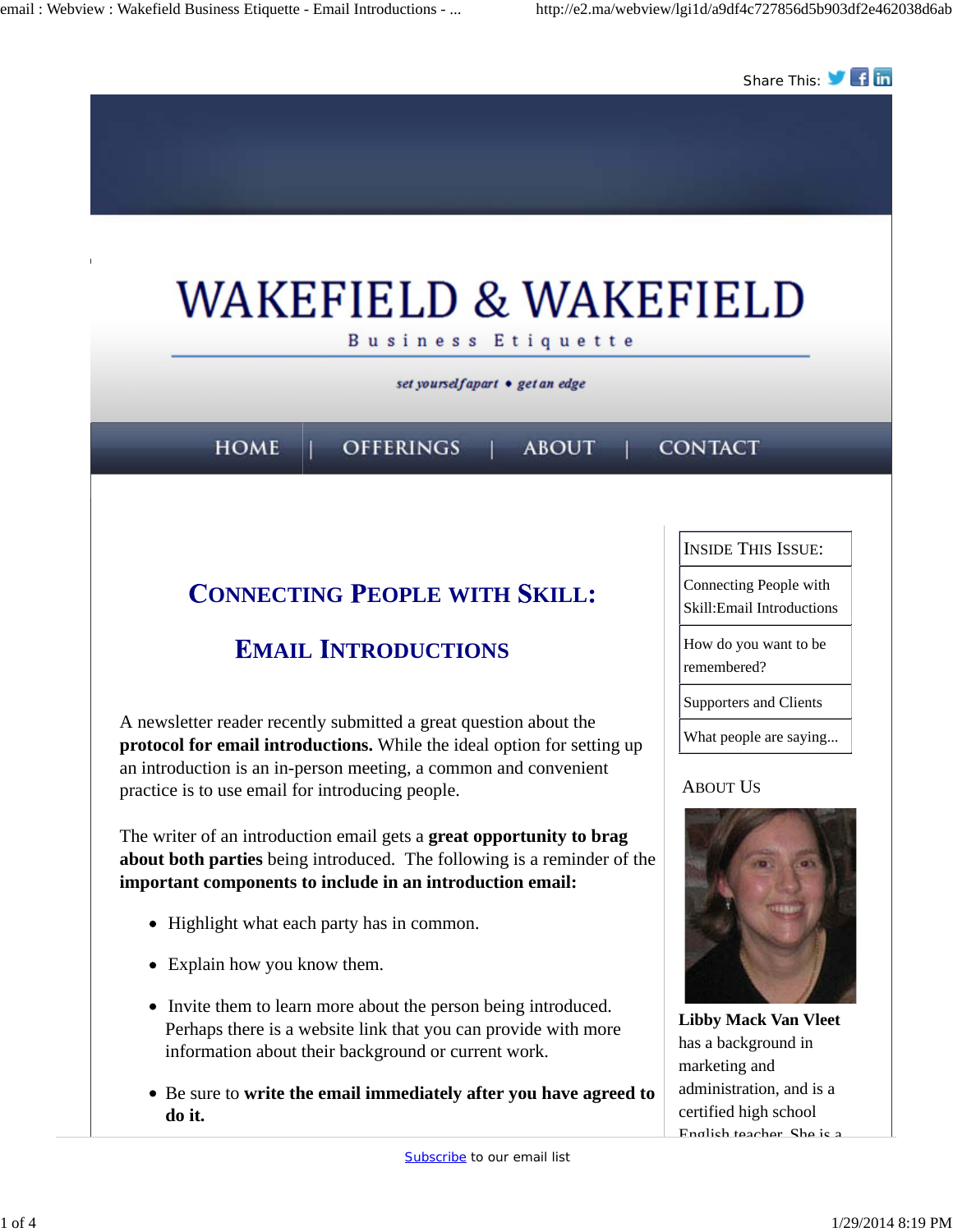Share This:

# WAKEFIELD & WAKEFIELD

Business Etiquette

*set yourself apart • get an edge*

HOME | OFFERINGS | ABOUT | CONTACT

## Connecting People with Skill:

## Email Introductions

A newsletter reader recently submitted a great question about the **protocol for email introductions.** While the ideal option for setting up an introduction is an in-person meeting, a common and convenient practice is to use email for introducing people.

The writer of an introduction email gets a **great opportunity to brag about both parties** being introduced. The following is a reminder of the **important components to include in an introduction email:**

- Highlight what each party has in common.
- Explain how you know them.
- Invite them to learn more about the person being introduced. Perhaps there is a website link that you can provide with more information about their background or current work.
- Be sure to **write the email immediately after you have agreed to do it.**

| Inside This Issue: |
|---|
| Connecting People with Skill:Email Introductions |
| How do you want to be remembered? |
| Supporters and Clients |
| What people are saying... |

### About Us

**Libby Mack Van Vleet** has a background in marketing and administration, and is a certified high school English teacher. She is a

Subscribe to our email list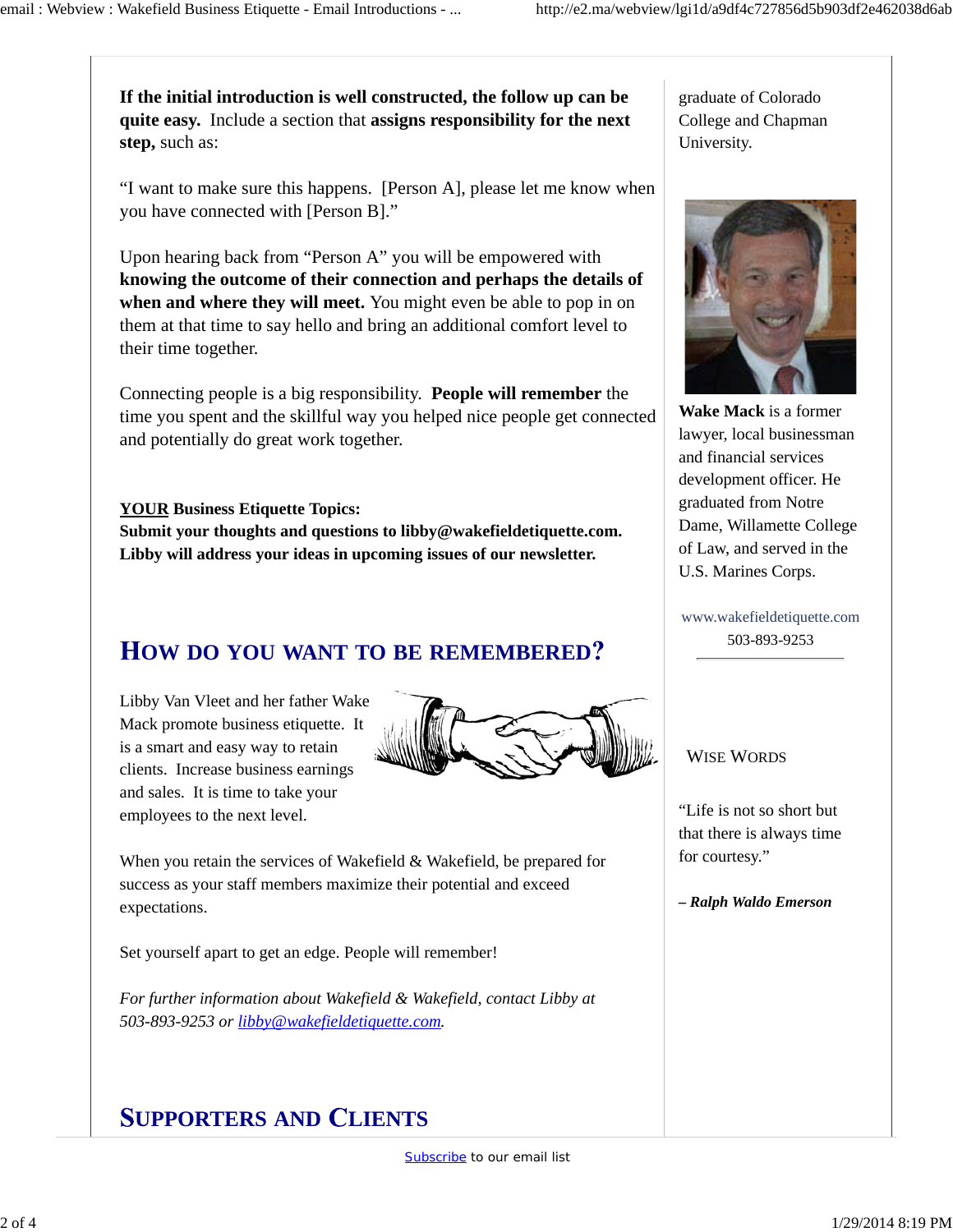**If the initial introduction is well constructed, the follow up can be quite easy.** Include a section that **assigns responsibility for the next step,** such as:

“I want to make sure this happens. [Person A], please let me know when you have connected with [Person B].”

Upon hearing back from “Person A” you will be empowered with **knowing the outcome of their connection and perhaps the details of when and where they will meet.** You might even be able to pop in on them at that time to say hello and bring an additional comfort level to their time together.

Connecting people is a big responsibility. **People will remember** the time you spent and the skillful way you helped nice people get connected and potentially do great work together.

**YOUR Business Etiquette Topics:**
**Submit your thoughts and questions to libby@wakefieldetiquette.com. Libby will address your ideas in upcoming issues of our newsletter.**

## HOW DO YOU WANT TO BE REMEMBERED?

Libby Van Vleet and her father Wake Mack promote business etiquette. It is a smart and easy way to retain clients. Increase business earnings and sales. It is time to take your employees to the next level.

When you retain the services of Wakefield & Wakefield, be prepared for success as your staff members maximize their potential and exceed expectations.

Set yourself apart to get an edge. People will remember!

*For further information about Wakefield & Wakefield, contact Libby at 503-893-9253 or libby@wakefieldetiquette.com.*

## SUPPORTERS AND CLIENTS

graduate of Colorado College and Chapman University.

**Wake Mack** is a former lawyer, local businessman and financial services development officer. He graduated from Notre Dame, Willamette College of Law, and served in the U.S. Marines Corps.

www.wakefieldetiquette.com
503-893-9253

WISE WORDS

“Life is not so short but that there is always time for courtesy.”

***– Ralph Waldo Emerson***

Subscribe to our email list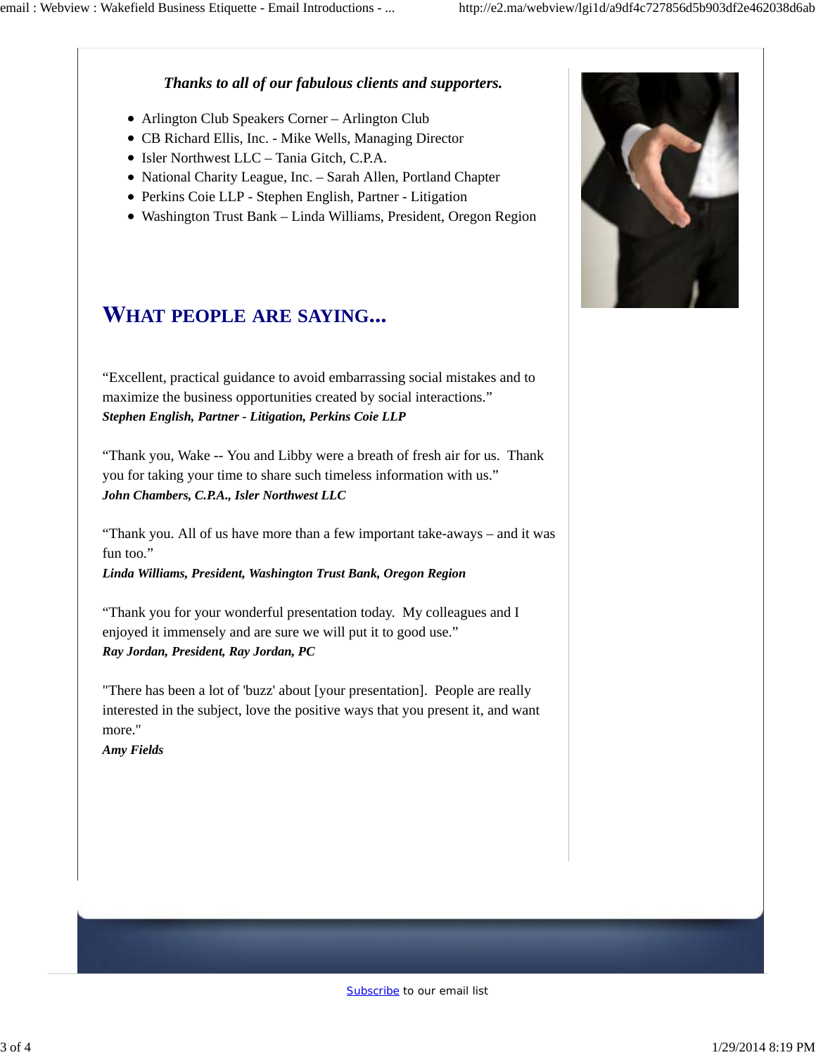***Thanks to all of our fabulous clients and supporters.***

- Arlington Club Speakers Corner – Arlington Club
- CB Richard Ellis, Inc. - Mike Wells, Managing Director
- Isler Northwest LLC – Tania Gitch, C.P.A.
- National Charity League, Inc. – Sarah Allen, Portland Chapter
- Perkins Coie LLP - Stephen English, Partner - Litigation
- Washington Trust Bank – Linda Williams, President, Oregon Region

## WHAT PEOPLE ARE SAYING...

“Excellent, practical guidance to avoid embarrassing social mistakes and to maximize the business opportunities created by social interactions.”
***Stephen English, Partner - Litigation, Perkins Coie LLP***

“Thank you, Wake -- You and Libby were a breath of fresh air for us. Thank you for taking your time to share such timeless information with us.”
***John Chambers, C.P.A., Isler Northwest LLC***

“Thank you. All of us have more than a few important take-aways – and it was fun too.”
***Linda Williams, President, Washington Trust Bank, Oregon Region***

“Thank you for your wonderful presentation today. My colleagues and I enjoyed it immensely and are sure we will put it to good use.”
***Ray Jordan, President, Ray Jordan, PC***

"There has been a lot of 'buzz' about [your presentation]. People are really interested in the subject, love the positive ways that you present it, and want more."
***Amy Fields***

Subscribe to our email list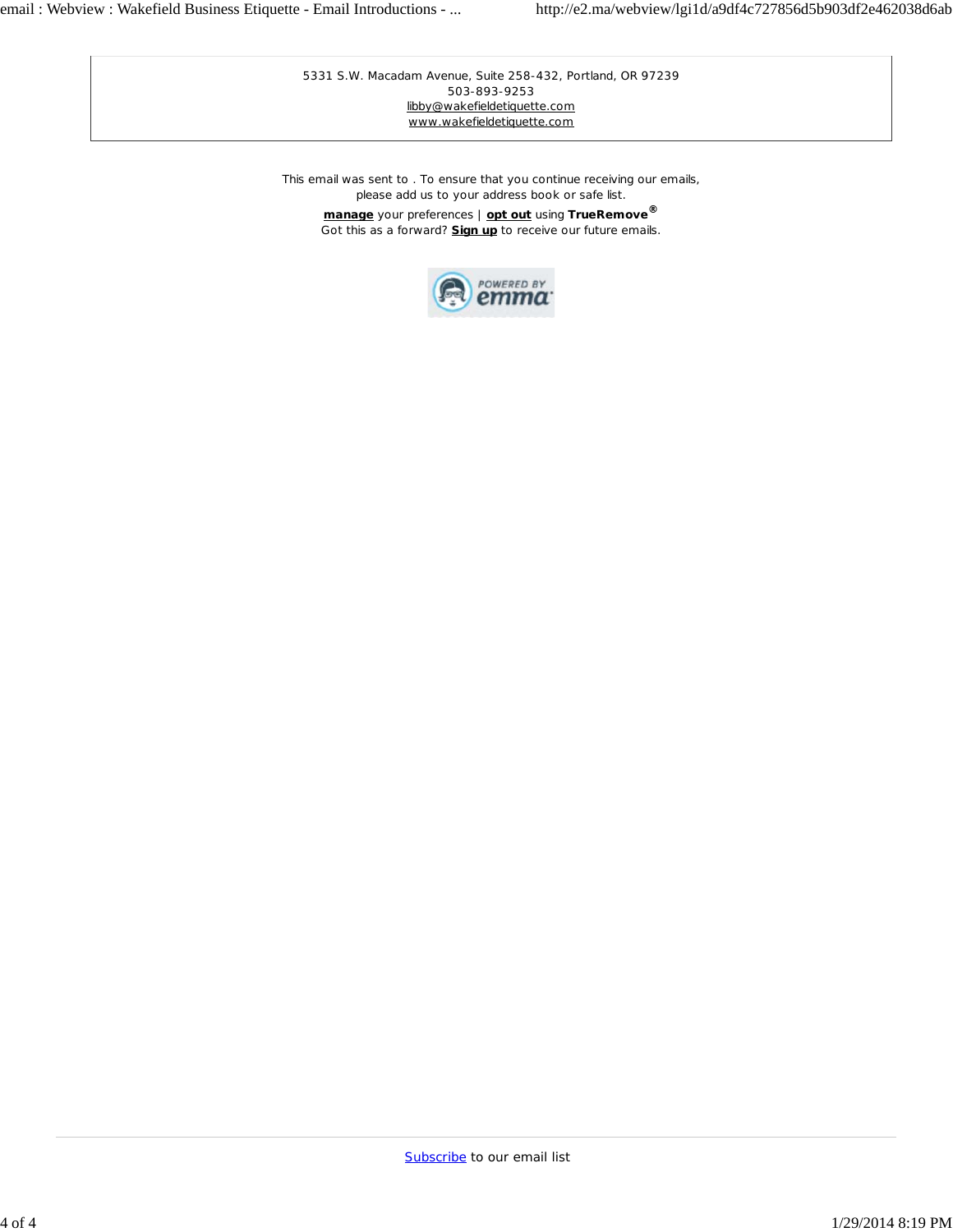5331 S.W. Macadam Avenue, Suite 258-432, Portland, OR 97239
503-893-9253
libby@wakefieldetiquette.com
www.wakefieldetiquette.com

This email was sent to . To ensure that you continue receiving our emails, please add us to your address book or safe list.

**manage** your preferences | **opt out** using **TrueRemove®**
Got this as a forward? **Sign up** to receive our future emails.

POWERED BY emma

Subscribe to our email list